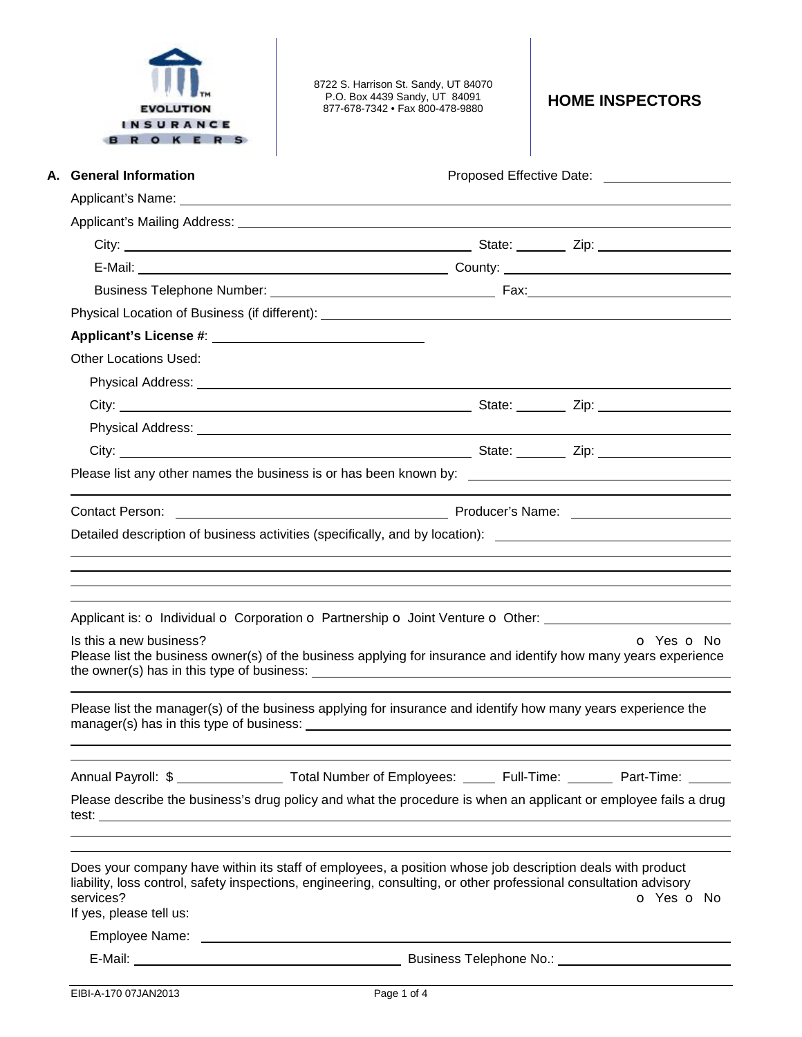EVOLUTION INSURANCE BROKERS

8722 S. Harrison St. Sandy, UT 84070
P.O. Box 4439 Sandy, UT 84091
877-678-7342 • Fax 800-478-9880

# HOME INSPECTORS

## A. General Information

Proposed Effective Date: ______________

Applicant's Name: ______________________________

Applicant's Mailing Address: ______________________________

City: ______________ State: ______ Zip: ______________

E-Mail: ______________ County: ______________

Business Telephone Number: ______________ Fax: ______________

Physical Location of Business (if different): ______________________________

**Applicant's License #**: ______________

Other Locations Used:

Physical Address: ______________________________

City: ______________ State: ______ Zip: ______________

Physical Address: ______________________________

City: ______________ State: ______ Zip: ______________

Please list any other names the business is or has been known by: ______________________________

Contact Person: ______________ Producer's Name: ______________

Detailed description of business activities (specifically, and by location): ______________________________

Applicant is: o Individual o Corporation o Partnership o Joint Venture o Other: ______________

Is this a new business? o Yes o No

Please list the business owner(s) of the business applying for insurance and identify how many years experience the owner(s) has in this type of business: ______________________________

Please list the manager(s) of the business applying for insurance and identify how many years experience the manager(s) has in this type of business: ______________________________

Annual Payroll: $ ______________ Total Number of Employees: ______ Full-Time: ______ Part-Time: ______

Please describe the business's drug policy and what the procedure is when an applicant or employee fails a drug test: ______________________________

Does your company have within its staff of employees, a position whose job description deals with product liability, loss control, safety inspections, engineering, consulting, or other professional consultation advisory services? o Yes o No

If yes, please tell us:

Employee Name: ______________________________

E-Mail: ______________ Business Telephone No.: ______________

EIBI-A-170 07JAN2013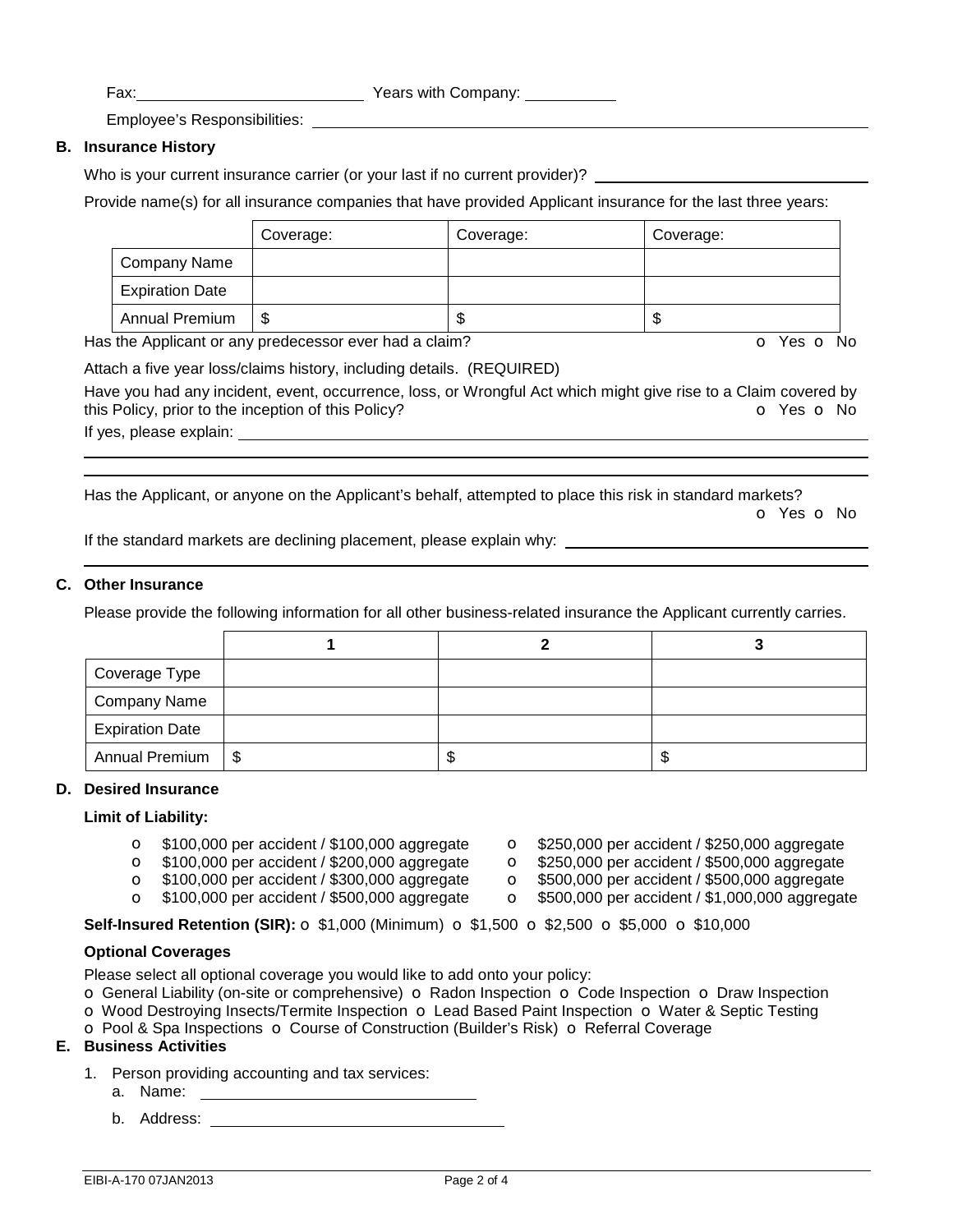Fax: ______________________ Years with Company: __________

Employee's Responsibilities: ______________________________________________

**B. Insurance History**

Who is your current insurance carrier (or your last if no current provider)? ______________________

Provide name(s) for all insurance companies that have provided Applicant insurance for the last three years:

| | Coverage: | Coverage: | Coverage: |
|---|---|---|---|
| Company Name | | | |
| Expiration Date | | | |
| Annual Premium | $ | $ | $ |

Has the Applicant or any predecessor ever had a claim? o Yes o No

Attach a five year loss/claims history, including details. (REQUIRED)

Have you had any incident, event, occurrence, loss, or Wrongful Act which might give rise to a Claim covered by this Policy, prior to the inception of this Policy? o Yes o No

If yes, please explain: ______________________________________________

Has the Applicant, or anyone on the Applicant's behalf, attempted to place this risk in standard markets? o Yes o No

If the standard markets are declining placement, please explain why: ______________________

**C. Other Insurance**

Please provide the following information for all other business-related insurance the Applicant currently carries.

| | 1 | 2 | 3 |
|---|---|---|---|
| Coverage Type | | | |
| Company Name | | | |
| Expiration Date | | | |
| Annual Premium | $ | $ | $ |

**D. Desired Insurance**

**Limit of Liability:**

- o $100,000 per accident / $100,000 aggregate
- o $100,000 per accident / $200,000 aggregate
- o $100,000 per accident / $300,000 aggregate
- o $100,000 per accident / $500,000 aggregate
- o $250,000 per accident / $250,000 aggregate
- o $250,000 per accident / $500,000 aggregate
- o $500,000 per accident / $500,000 aggregate
- o $500,000 per accident / $1,000,000 aggregate

**Self-Insured Retention (SIR):** o $1,000 (Minimum) o $1,500 o $2,500 o $5,000 o $10,000

**Optional Coverages**

Please select all optional coverage you would like to add onto your policy:

o General Liability (on-site or comprehensive) o Radon Inspection o Code Inspection o Draw Inspection
o Wood Destroying Insects/Termite Inspection o Lead Based Paint Inspection o Water & Septic Testing
o Pool & Spa Inspections o Course of Construction (Builder's Risk) o Referral Coverage

**E. Business Activities**

1. Person providing accounting and tax services:
   a. Name: ______________________
   b. Address: ______________________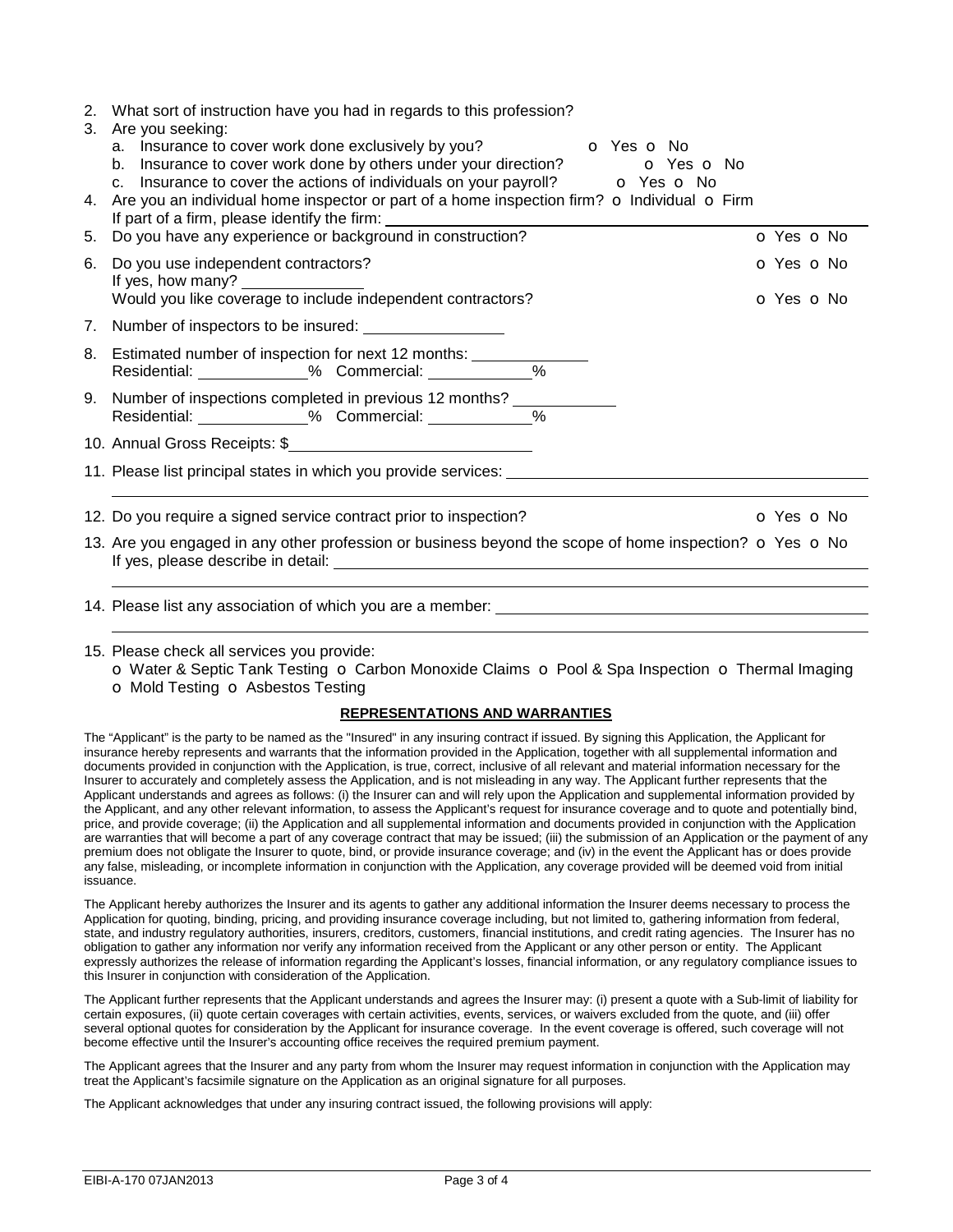2. What sort of instruction have you had in regards to this profession?
3. Are you seeking:
   a. Insurance to cover work done exclusively by you? o Yes o No
   b. Insurance to cover work done by others under your direction? o Yes o No
   c. Insurance to cover the actions of individuals on your payroll? o Yes o No
4. Are you an individual home inspector or part of a home inspection firm? o Individual o Firm
   If part of a firm, please identify the firm: ______________________________
5. Do you have any experience or background in construction? o Yes o No
6. Do you use independent contractors? o Yes o No
   If yes, how many? ______________
   Would you like coverage to include independent contractors? o Yes o No
7. Number of inspectors to be insured: ________________
8. Estimated number of inspection for next 12 months: ______________
   Residential: ____________% Commercial: ___________%
9. Number of inspections completed in previous 12 months? ____________
   Residential: ____________% Commercial: ___________%
10. Annual Gross Receipts: $____________________________
11. Please list principal states in which you provide services: ______________________________
12. Do you require a signed service contract prior to inspection? o Yes o No
13. Are you engaged in any other profession or business beyond the scope of home inspection? o Yes o No
    If yes, please describe in detail: ______________________________
14. Please list any association of which you are a member: ______________________________
15. Please check all services you provide:
    o Water & Septic Tank Testing o Carbon Monoxide Claims o Pool & Spa Inspection o Thermal Imaging
    o Mold Testing o Asbestos Testing

## REPRESENTATIONS AND WARRANTIES

The "Applicant" is the party to be named as the "Insured" in any insuring contract if issued. By signing this Application, the Applicant for insurance hereby represents and warrants that the information provided in the Application, together with all supplemental information and documents provided in conjunction with the Application, is true, correct, inclusive of all relevant and material information necessary for the Insurer to accurately and completely assess the Application, and is not misleading in any way. The Applicant further represents that the Applicant understands and agrees as follows: (i) the Insurer can and will rely upon the Application and supplemental information provided by the Applicant, and any other relevant information, to assess the Applicant's request for insurance coverage and to quote and potentially bind, price, and provide coverage; (ii) the Application and all supplemental information and documents provided in conjunction with the Application are warranties that will become a part of any coverage contract that may be issued; (iii) the submission of an Application or the payment of any premium does not obligate the Insurer to quote, bind, or provide insurance coverage; and (iv) in the event the Applicant has or does provide any false, misleading, or incomplete information in conjunction with the Application, any coverage provided will be deemed void from initial issuance.

The Applicant hereby authorizes the Insurer and its agents to gather any additional information the Insurer deems necessary to process the Application for quoting, binding, pricing, and providing insurance coverage including, but not limited to, gathering information from federal, state, and industry regulatory authorities, insurers, creditors, customers, financial institutions, and credit rating agencies. The Insurer has no obligation to gather any information nor verify any information received from the Applicant or any other person or entity. The Applicant expressly authorizes the release of information regarding the Applicant's losses, financial information, or any regulatory compliance issues to this Insurer in conjunction with consideration of the Application.

The Applicant further represents that the Applicant understands and agrees the Insurer may: (i) present a quote with a Sub-limit of liability for certain exposures, (ii) quote certain coverages with certain activities, events, services, or waivers excluded from the quote, and (iii) offer several optional quotes for consideration by the Applicant for insurance coverage. In the event coverage is offered, such coverage will not become effective until the Insurer's accounting office receives the required premium payment.

The Applicant agrees that the Insurer and any party from whom the Insurer may request information in conjunction with the Application may treat the Applicant's facsimile signature on the Application as an original signature for all purposes.

The Applicant acknowledges that under any insuring contract issued, the following provisions will apply:

EIBI-A-170 07JAN2013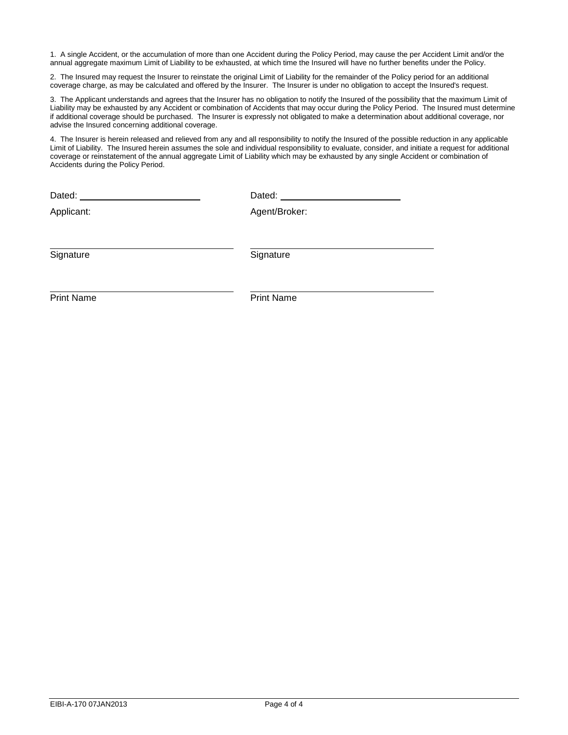1. A single Accident, or the accumulation of more than one Accident during the Policy Period, may cause the per Accident Limit and/or the annual aggregate maximum Limit of Liability to be exhausted, at which time the Insured will have no further benefits under the Policy.

2. The Insured may request the Insurer to reinstate the original Limit of Liability for the remainder of the Policy period for an additional coverage charge, as may be calculated and offered by the Insurer. The Insurer is under no obligation to accept the Insured's request.

3. The Applicant understands and agrees that the Insurer has no obligation to notify the Insured of the possibility that the maximum Limit of Liability may be exhausted by any Accident or combination of Accidents that may occur during the Policy Period. The Insured must determine if additional coverage should be purchased. The Insurer is expressly not obligated to make a determination about additional coverage, nor advise the Insured concerning additional coverage.

4. The Insurer is herein released and relieved from any and all responsibility to notify the Insured of the possible reduction in any applicable Limit of Liability. The Insured herein assumes the sole and individual responsibility to evaluate, consider, and initiate a request for additional coverage or reinstatement of the annual aggregate Limit of Liability which may be exhausted by any single Accident or combination of Accidents during the Policy Period.

| | |
|---|---|
| Dated: ____________________ | Dated: ____________________ |
| Applicant: | Agent/Broker: |
| ____________________ | ____________________ |
| Signature | Signature |
| ____________________ | ____________________ |
| Print Name | Print Name |

EIBI-A-170 07JAN2013